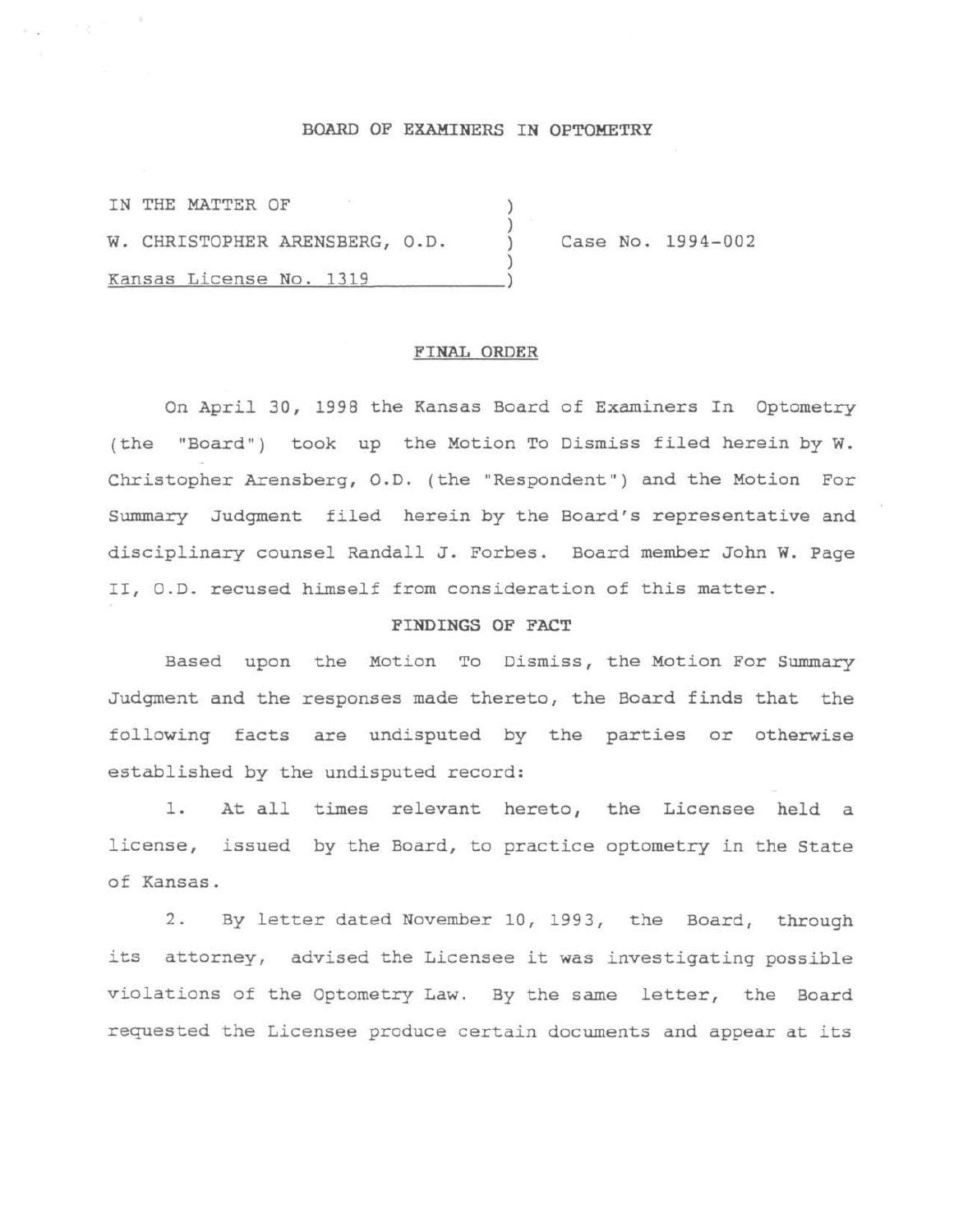# BOARD OF EXAMINERS IN OPTOMETRY

IN THE MATTER OF )
W. CHRISTOPHER ARENSBERG, O.D. ) Case No. 1994-002
Kansas License No. 1319 )

## FINAL ORDER

On April 30, 1998 the Kansas Board of Examiners In Optometry (the "Board") took up the Motion To Dismiss filed herein by W. Christopher Arensberg, O.D. (the "Respondent") and the Motion For Summary Judgment filed herein by the Board's representative and disciplinary counsel Randall J. Forbes. Board member John W. Page II, O.D. recused himself from consideration of this matter.

## FINDINGS OF FACT

Based upon the Motion To Dismiss, the Motion For Summary Judgment and the responses made thereto, the Board finds that the following facts are undisputed by the parties or otherwise established by the undisputed record:

1. At all times relevant hereto, the Licensee held a license, issued by the Board, to practice optometry in the State of Kansas.

2. By letter dated November 10, 1993, the Board, through its attorney, advised the Licensee it was investigating possible violations of the Optometry Law. By the same letter, the Board requested the Licensee produce certain documents and appear at its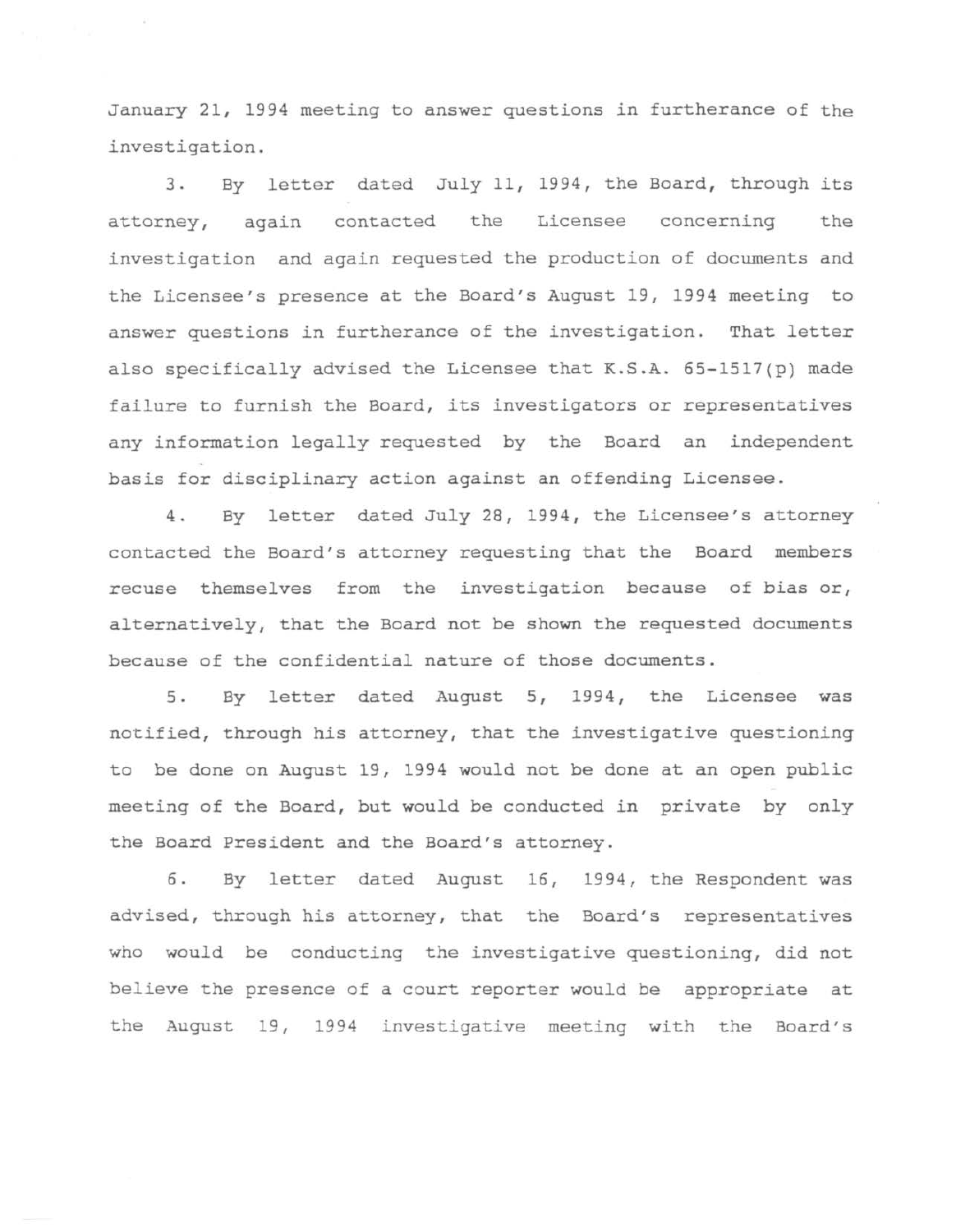January 21, 1994 meeting to answer questions in furtherance of the investigation.

3. By letter dated July 11, 1994, the Board, through its attorney, again contacted the Licensee concerning the investigation and again requested the production of documents and the Licensee's presence at the Board's August 19, 1994 meeting to answer questions in furtherance of the investigation. That letter also specifically advised the Licensee that K.S.A. 65-1517(p) made failure to furnish the Board, its investigators or representatives any information legally requested by the Board an independent basis for disciplinary action against an offending Licensee.

4. By letter dated July 28, 1994, the Licensee's attorney contacted the Board's attorney requesting that the Board members recuse themselves from the investigation because of bias or, alternatively, that the Board not be shown the requested documents because of the confidential nature of those documents.

5. By letter dated August 5, 1994, the Licensee was notified, through his attorney, that the investigative questioning to be done on August 19, 1994 would not be done at an open public meeting of the Board, but would be conducted in private by only the Board President and the Board's attorney.

6. By letter dated August 16, 1994, the Respondent was advised, through his attorney, that the Board's representatives who would be conducting the investigative questioning, did not believe the presence of a court reporter would be appropriate at the August 19, 1994 investigative meeting with the Board's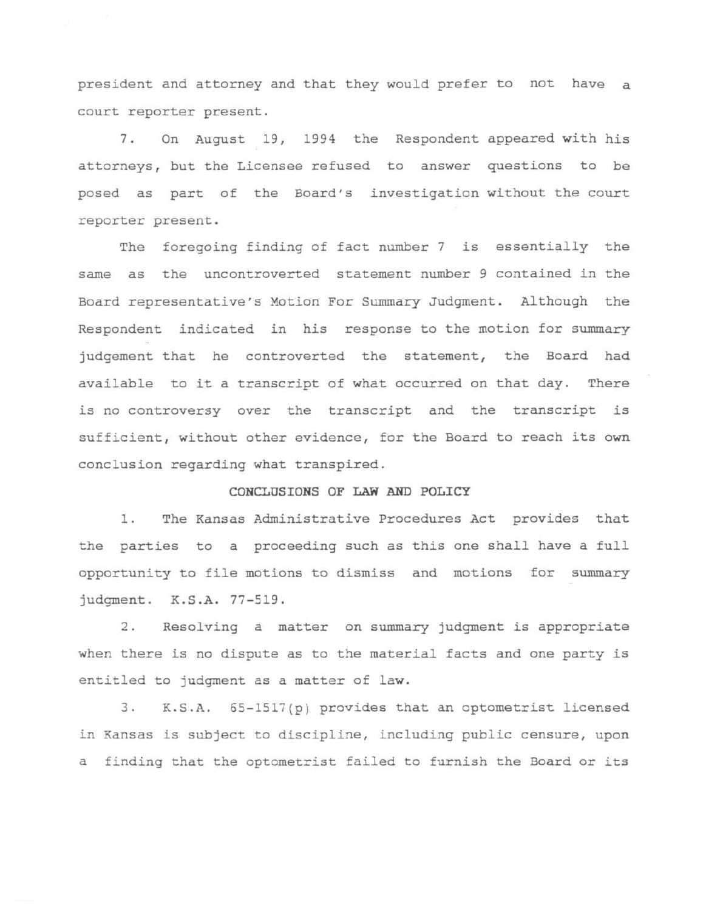president and attorney and that they would prefer to not have a court reporter present.

7. On August 19, 1994 the Respondent appeared with his attorneys, but the Licensee refused to answer questions to be posed as part of the Board's investigation without the court reporter present.

The foregoing finding of fact number 7 is essentially the same as the uncontroverted statement number 9 contained in the Board representative's Motion For Summary Judgment. Although the Respondent indicated in his response to the motion for summary judgement that he controverted the statement, the Board had available to it a transcript of what occurred on that day. There is no controversy over the transcript and the transcript is sufficient, without other evidence, for the Board to reach its own conclusion regarding what transpired.

## CONCLUSIONS OF LAW AND POLICY

1. The Kansas Administrative Procedures Act provides that the parties to a proceeding such as this one shall have a full opportunity to file motions to dismiss and motions for summary judgment. K.S.A. 77-519.

2. Resolving a matter on summary judgment is appropriate when there is no dispute as to the material facts and one party is entitled to judgment as a matter of law.

3. K.S.A. 65-1517(p) provides that an optometrist licensed in Kansas is subject to discipline, including public censure, upon a finding that the optometrist failed to furnish the Board or its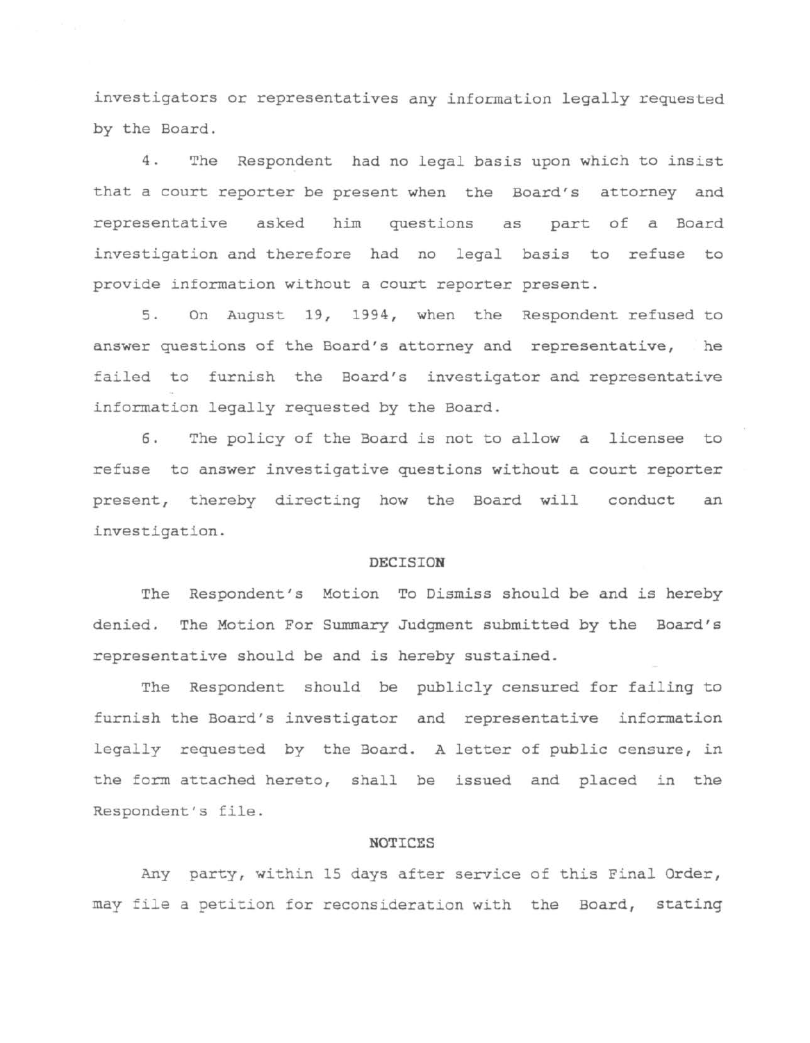investigators or representatives any information legally requested by the Board.

4. The Respondent had no legal basis upon which to insist that a court reporter be present when the Board's attorney and representative asked him questions as part of a Board investigation and therefore had no legal basis to refuse to provide information without a court reporter present.

5. On August 19, 1994, when the Respondent refused to answer questions of the Board's attorney and representative, he failed to furnish the Board's investigator and representative information legally requested by the Board.

6. The policy of the Board is not to allow a licensee to refuse to answer investigative questions without a court reporter present, thereby directing how the Board will conduct an investigation.

## DECISION

The Respondent's Motion To Dismiss should be and is hereby denied. The Motion For Summary Judgment submitted by the Board's representative should be and is hereby sustained.

The Respondent should be publicly censured for failing to furnish the Board's investigator and representative information legally requested by the Board. A letter of public censure, in the form attached hereto, shall be issued and placed in the Respondent's file.

## NOTICES

Any party, within 15 days after service of this Final Order, may file a petition for reconsideration with the Board, stating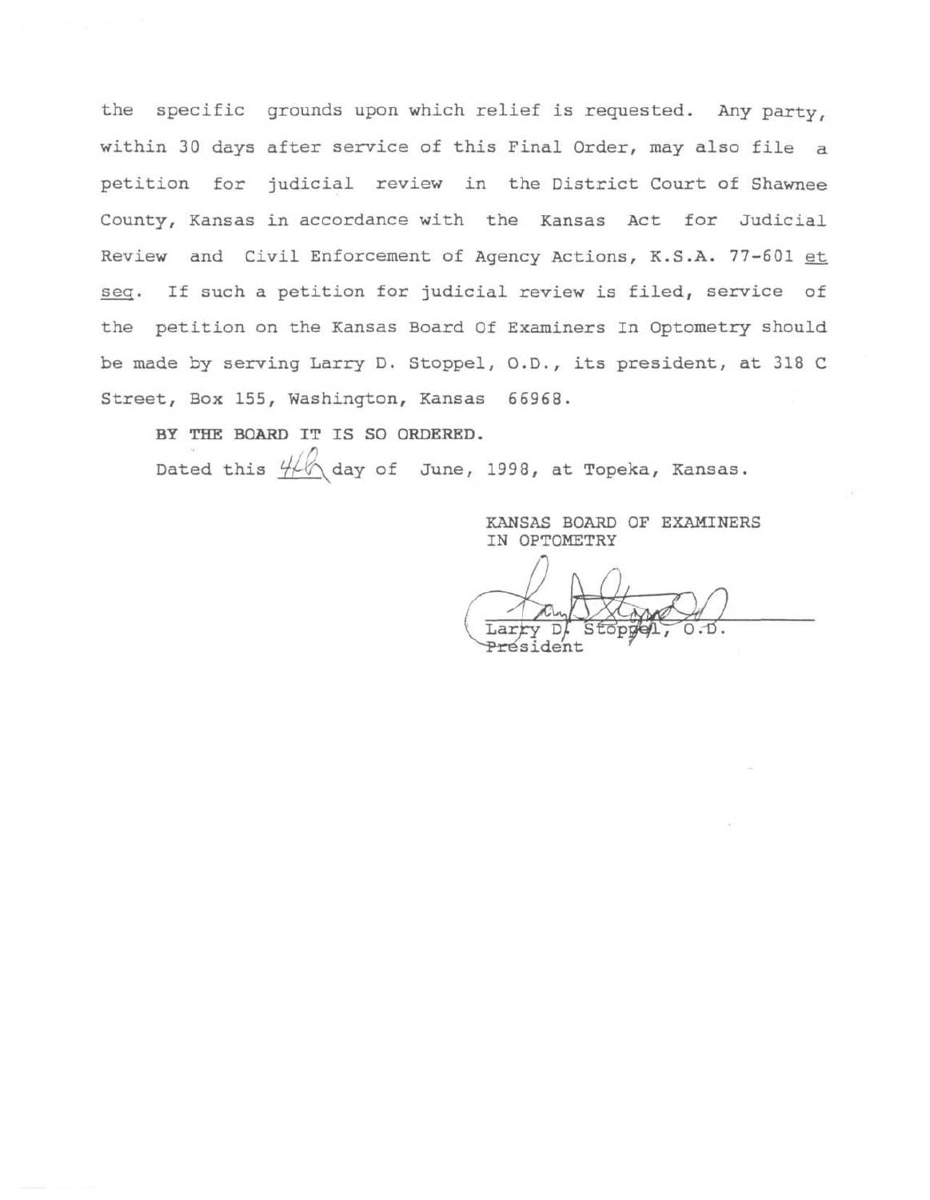the specific grounds upon which relief is requested. Any party, within 30 days after service of this Final Order, may also file a petition for judicial review in the District Court of Shawnee County, Kansas in accordance with the Kansas Act for Judicial Review and Civil Enforcement of Agency Actions, K.S.A. 77-601 _et seq_. If such a petition for judicial review is filed, service of the petition on the Kansas Board Of Examiners In Optometry should be made by serving Larry D. Stoppel, O.D., its president, at 318 C Street, Box 155, Washington, Kansas 66968.

BY THE BOARD IT IS SO ORDERED.

Dated this 4th day of June, 1998, at Topeka, Kansas.

KANSAS BOARD OF EXAMINERS
IN OPTOMETRY

Larry D. Stoppel, O.D.
President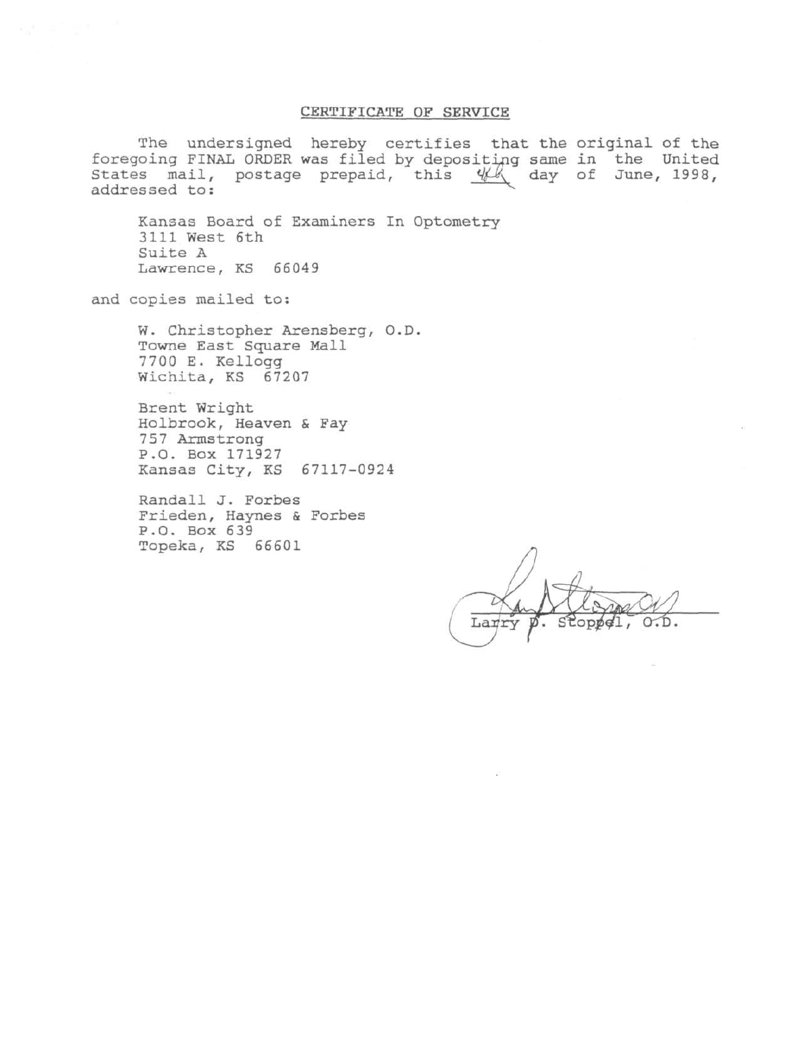## CERTIFICATE OF SERVICE

The undersigned hereby certifies that the original of the foregoing FINAL ORDER was filed by depositing same in the United States mail, postage prepaid, this 4th day of June, 1998, addressed to:

Kansas Board of Examiners In Optometry
3111 West 6th
Suite A
Lawrence, KS 66049

and copies mailed to:

W. Christopher Arensberg, O.D.
Towne East Square Mall
7700 E. Kellogg
Wichita, KS 67207

Brent Wright
Holbrook, Heaven & Fay
757 Armstrong
P.O. Box 171927
Kansas City, KS 67117-0924

Randall J. Forbes
Frieden, Haynes & Forbes
P.O. Box 639
Topeka, KS 66601

Larry D. Stoppel, O.D.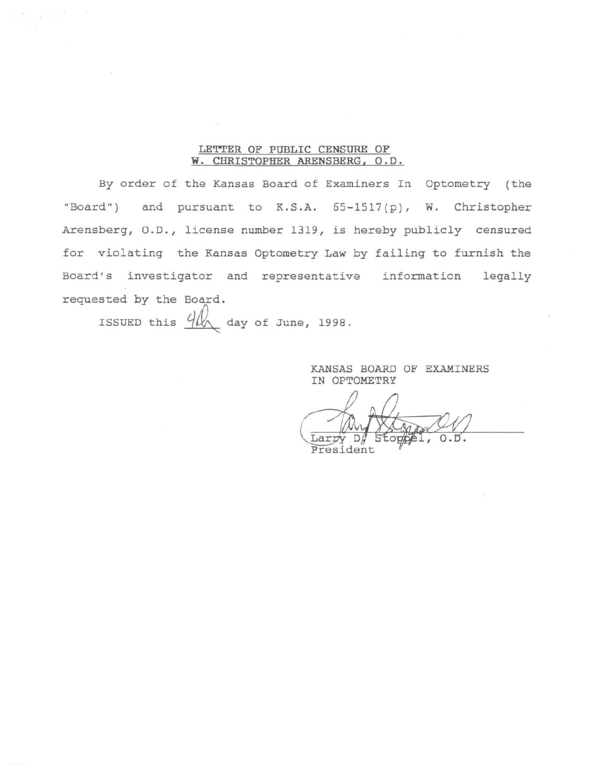**LETTER OF PUBLIC CENSURE OF**
**W. CHRISTOPHER ARENSBERG, O.D.**

By order of the Kansas Board of Examiners In Optometry (the "Board") and pursuant to K.S.A. 65-1517(p), W. Christopher Arensberg, O.D., license number 1319, is hereby publicly censured for violating the Kansas Optometry Law by failing to furnish the Board's investigator and representative information legally requested by the Board.

ISSUED this 9th day of June, 1998.

KANSAS BOARD OF EXAMINERS
IN OPTOMETRY

Larry D. Stoppel, O.D.
President